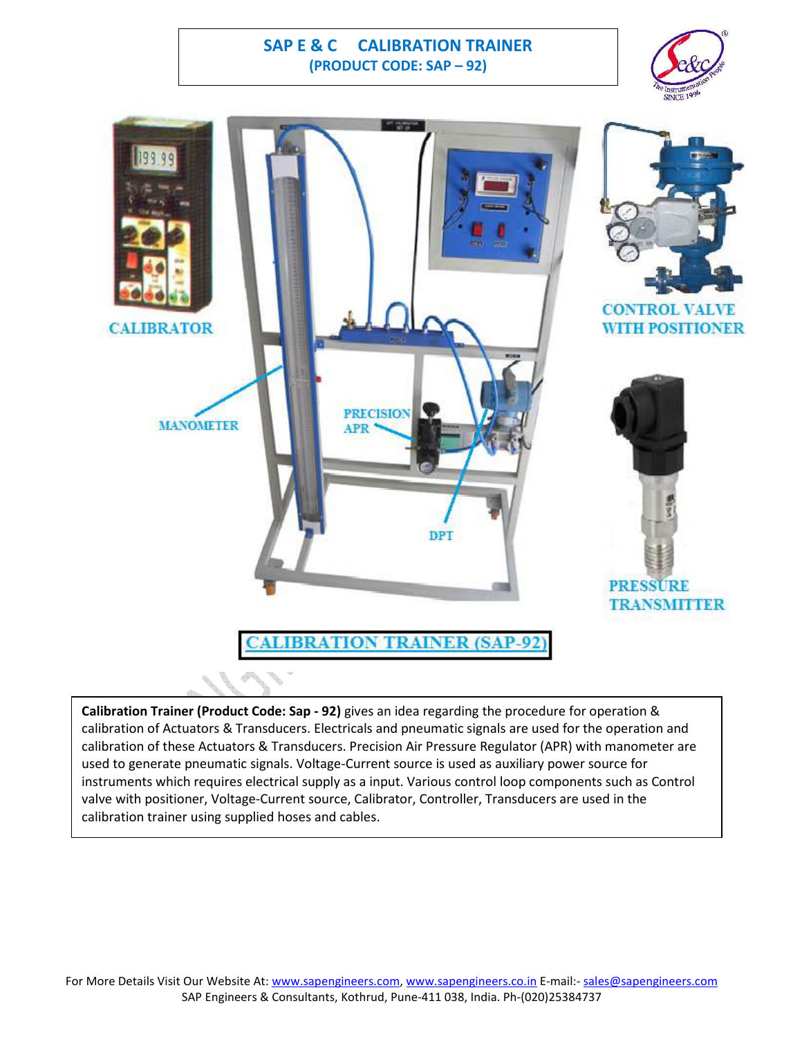# SAP E & C CALIBRATION TRAINER

**(PRODUCT CODE: SAP – 92)**

CALIBRATOR

MANOMETER

PRECISION APR

DPT

CONTROL VALVE WITH POSITIONER

PRESSURE TRANSMITTER

CALIBRATION TRAINER (SAP-92)

**Calibration Trainer (Product Code: Sap - 92)** gives an idea regarding the procedure for operation & calibration of Actuators & Transducers. Electricals and pneumatic signals are used for the operation and calibration of these Actuators & Transducers. Precision Air Pressure Regulator (APR) with manometer are used to generate pneumatic signals. Voltage-Current source is used as auxiliary power source for instruments which requires electrical supply as a input. Various control loop components such as Control valve with positioner, Voltage-Current source, Calibrator, Controller, Transducers are used in the calibration trainer using supplied hoses and cables.

For More Details Visit Our Website At: www.sapengineers.com, www.sapengineers.co.in E-mail:- sales@sapengineers.com
SAP Engineers & Consultants, Kothrud, Pune-411 038, India. Ph-(020)25384737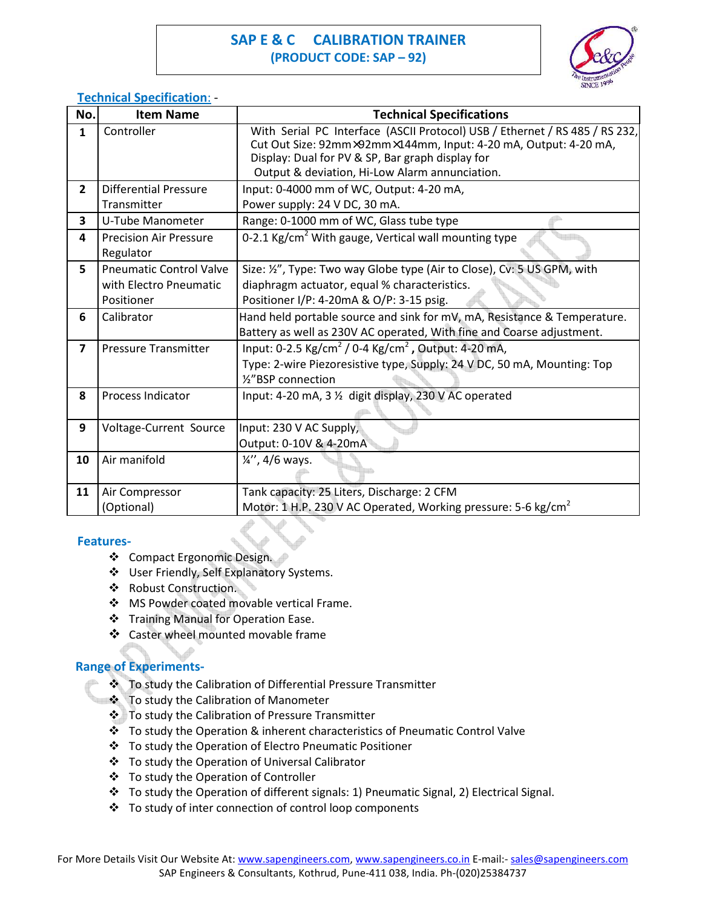# SAP E & C CALIBRATION TRAINER

**(PRODUCT CODE: SAP – 92)**

## Technical Specification: -

| No. | Item Name | Technical Specifications |
|---|---|---|
| 1 | Controller | With Serial PC Interface (ASCII Protocol) USB / Ethernet / RS 485 / RS 232, Cut Out Size: 92mm×92mm×144mm, Input: 4-20 mA, Output: 4-20 mA, Display: Dual for PV & SP, Bar graph display for Output & deviation, Hi-Low Alarm annunciation. |
| 2 | Differential Pressure Transmitter | Input: 0-4000 mm of WC, Output: 4-20 mA, Power supply: 24 V DC, 30 mA. |
| 3 | U-Tube Manometer | Range: 0-1000 mm of WC, Glass tube type |
| 4 | Precision Air Pressure Regulator | 0-2.1 Kg/cm$^2$ With gauge, Vertical wall mounting type |
| 5 | Pneumatic Control Valve with Electro Pneumatic Positioner | Size: ½", Type: Two way Globe type (Air to Close), Cv: 5 US GPM, with diaphragm actuator, equal % characteristics. Positioner I/P: 4-20mA & O/P: 3-15 psig. |
| 6 | Calibrator | Hand held portable source and sink for mV, mA, Resistance & Temperature. Battery as well as 230V AC operated, With fine and Coarse adjustment. |
| 7 | Pressure Transmitter | Input: 0-2.5 Kg/cm$^2$ / 0-4 Kg/cm$^2$ **,** Output: 4-20 mA, Type: 2-wire Piezoresistive type, Supply: 24 V DC, 50 mA, Mounting: Top ½"BSP connection |
| 8 | Process Indicator | Input: 4-20 mA, 3 ½ digit display, 230 V AC operated |
| 9 | Voltage-Current Source | Input: 230 V AC Supply, Output: 0-10V & 4-20mA |
| 10 | Air manifold | ¼'', 4/6 ways. |
| 11 | Air Compressor (Optional) | Tank capacity: 25 Liters, Discharge: 2 CFM Motor: 1 H.P. 230 V AC Operated, Working pressure: 5-6 kg/cm$^2$ |

## Features-

- Compact Ergonomic Design.
- User Friendly, Self Explanatory Systems.
- Robust Construction.
- MS Powder coated movable vertical Frame.
- Training Manual for Operation Ease.
- Caster wheel mounted movable frame

## Range of Experiments-

- To study the Calibration of Differential Pressure Transmitter
- To study the Calibration of Manometer
- To study the Calibration of Pressure Transmitter
- To study the Operation & inherent characteristics of Pneumatic Control Valve
- To study the Operation of Electro Pneumatic Positioner
- To study the Operation of Universal Calibrator
- To study the Operation of Controller
- To study the Operation of different signals: 1) Pneumatic Signal, 2) Electrical Signal.
- To study of inter connection of control loop components

For More Details Visit Our Website At: www.sapengineers.com, www.sapengineers.co.in E-mail:- sales@sapengineers.com
SAP Engineers & Consultants, Kothrud, Pune-411 038, India. Ph-(020)25384737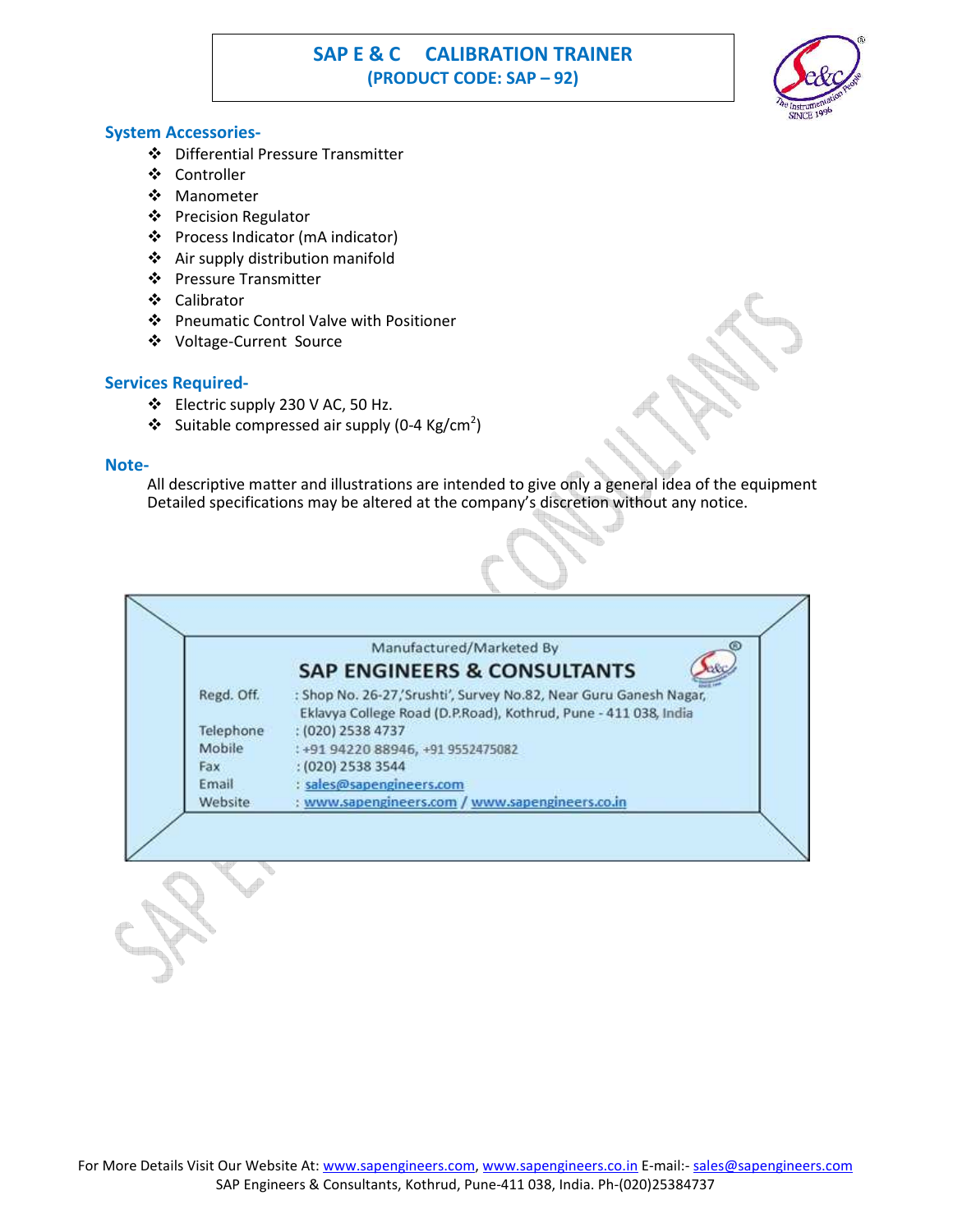# SAP E & C CALIBRATION TRAINER
## (PRODUCT CODE: SAP – 92)

### System Accessories-

- Differential Pressure Transmitter
- Controller
- Manometer
- Precision Regulator
- Process Indicator (mA indicator)
- Air supply distribution manifold
- Pressure Transmitter
- Calibrator
- Pneumatic Control Valve with Positioner
- Voltage-Current Source

### Services Required-

- Electric supply 230 V AC, 50 Hz.
- Suitable compressed air supply (0-4 Kg/cm$^2$)

### Note-

All descriptive matter and illustrations are intended to give only a general idea of the equipment Detailed specifications may be altered at the company's discretion without any notice.

Manufactured/Marketed By

**SAP ENGINEERS & CONSULTANTS**

| | |
|---|---|
| Regd. Off. | : Shop No. 26-27,'Srushti', Survey No.82, Near Guru Ganesh Nagar, Eklavya College Road (D.P.Road), Kothrud, Pune - 411 038, India |
| Telephone | : (020) 2538 4737 |
| Mobile | : +91 94220 88946, +91 9552475082 |
| Fax | : (020) 2538 3544 |
| Email | : sales@sapengineers.com |
| Website | : www.sapengineers.com / www.sapengineers.co.in |